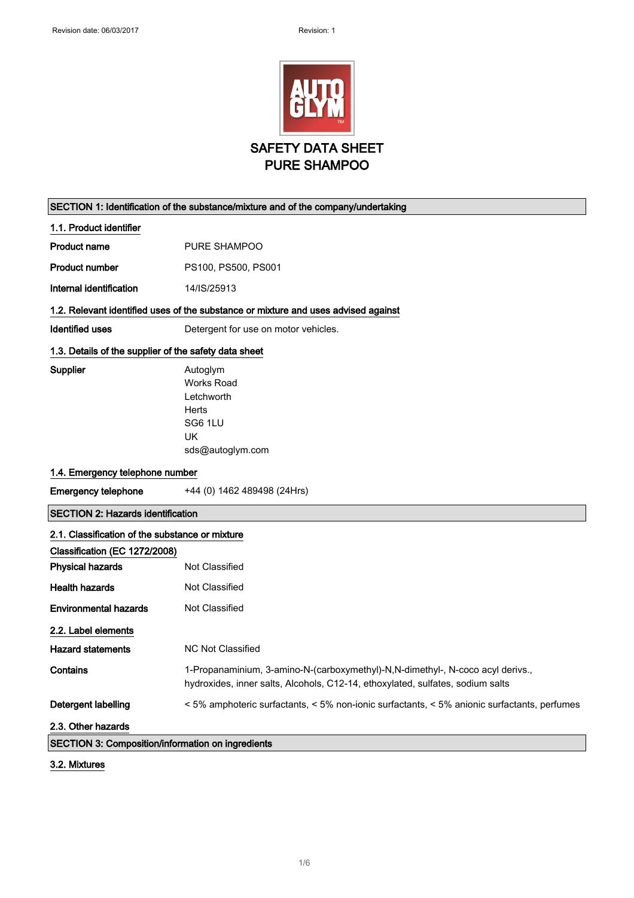Revision date: 06/03/2017 Revision: 1

# SAFETY DATA SHEET
# PURE SHAMPOO

## SECTION 1: Identification of the substance/mixture and of the company/undertaking

### 1.1. Product identifier

| | |
|---|---|
| **Product name** | PURE SHAMPOO |
| **Product number** | PS100, PS500, PS001 |
| **Internal identification** | 14/IS/25913 |

### 1.2. Relevant identified uses of the substance or mixture and uses advised against

| | |
|---|---|
| **Identified uses** | Detergent for use on motor vehicles. |

### 1.3. Details of the supplier of the safety data sheet

**Supplier**

Autoglym
Works Road
Letchworth
Herts
SG6 1LU
UK
sds@autoglym.com

### 1.4. Emergency telephone number

| | |
|---|---|
| **Emergency telephone** | +44 (0) 1462 489498 (24Hrs) |

## SECTION 2: Hazards identification

### 2.1. Classification of the substance or mixture

**Classification (EC 1272/2008)**

| | |
|---|---|
| **Physical hazards** | Not Classified |
| **Health hazards** | Not Classified |
| **Environmental hazards** | Not Classified |

### 2.2. Label elements

| | |
|---|---|
| **Hazard statements** | NC Not Classified |
| **Contains** | 1-Propanaminium, 3-amino-N-(carboxymethyl)-N,N-dimethyl-, N-coco acyl derivs., hydroxides, inner salts, Alcohols, C12-14, ethoxylated, sulfates, sodium salts |
| **Detergent labelling** | < 5% amphoteric surfactants, < 5% non-ionic surfactants, < 5% anionic surfactants, perfumes |

### 2.3. Other hazards

## SECTION 3: Composition/information on ingredients

### 3.2. Mixtures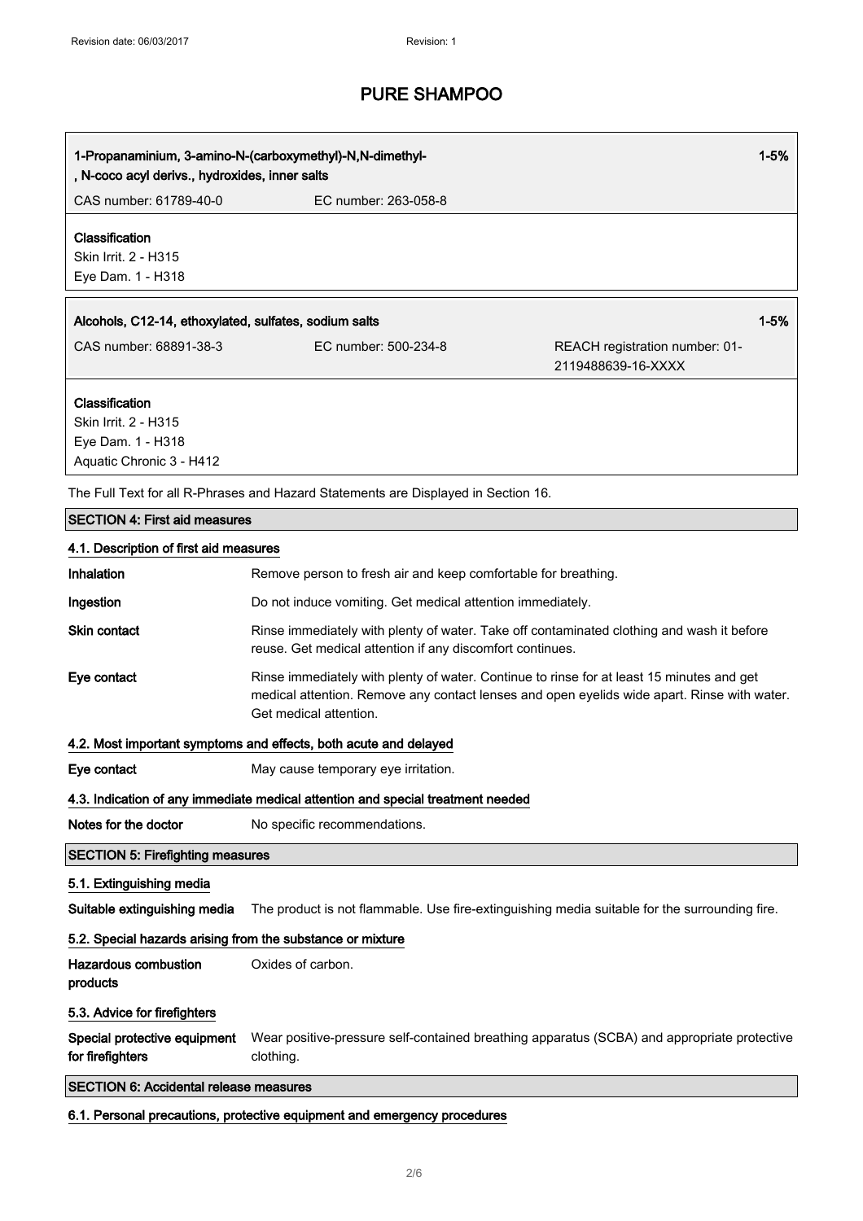**1-Propanaminium, 3-amino-N-(carboxymethyl)-N,N-dimethyl-, N-coco acyl derivs., hydroxides, inner salts** — 1-5%

CAS number: 61789-40-0 EC number: 263-058-8

**Classification**
Skin Irrit. 2 - H315
Eye Dam. 1 - H318

**Alcohols, C12-14, ethoxylated, sulfates, sodium salts** — 1-5%

CAS number: 68891-38-3 EC number: 500-234-8 REACH registration number: 01-2119488639-16-XXXX

**Classification**
Skin Irrit. 2 - H315
Eye Dam. 1 - H318
Aquatic Chronic 3 - H412

The Full Text for all R-Phrases and Hazard Statements are Displayed in Section 16.

## SECTION 4: First aid measures

### 4.1. Description of first aid measures

| | |
|---|---|
| **Inhalation** | Remove person to fresh air and keep comfortable for breathing. |
| **Ingestion** | Do not induce vomiting. Get medical attention immediately. |
| **Skin contact** | Rinse immediately with plenty of water. Take off contaminated clothing and wash it before reuse. Get medical attention if any discomfort continues. |
| **Eye contact** | Rinse immediately with plenty of water. Continue to rinse for at least 15 minutes and get medical attention. Remove any contact lenses and open eyelids wide apart. Rinse with water. Get medical attention. |

### 4.2. Most important symptoms and effects, both acute and delayed

| | |
|---|---|
| **Eye contact** | May cause temporary eye irritation. |

### 4.3. Indication of any immediate medical attention and special treatment needed

| | |
|---|---|
| **Notes for the doctor** | No specific recommendations. |

## SECTION 5: Firefighting measures

### 5.1. Extinguishing media

| | |
|---|---|
| **Suitable extinguishing media** | The product is not flammable. Use fire-extinguishing media suitable for the surrounding fire. |

### 5.2. Special hazards arising from the substance or mixture

| | |
|---|---|
| **Hazardous combustion products** | Oxides of carbon. |

### 5.3. Advice for firefighters

| | |
|---|---|
| **Special protective equipment for firefighters** | Wear positive-pressure self-contained breathing apparatus (SCBA) and appropriate protective clothing. |

## SECTION 6: Accidental release measures

### 6.1. Personal precautions, protective equipment and emergency procedures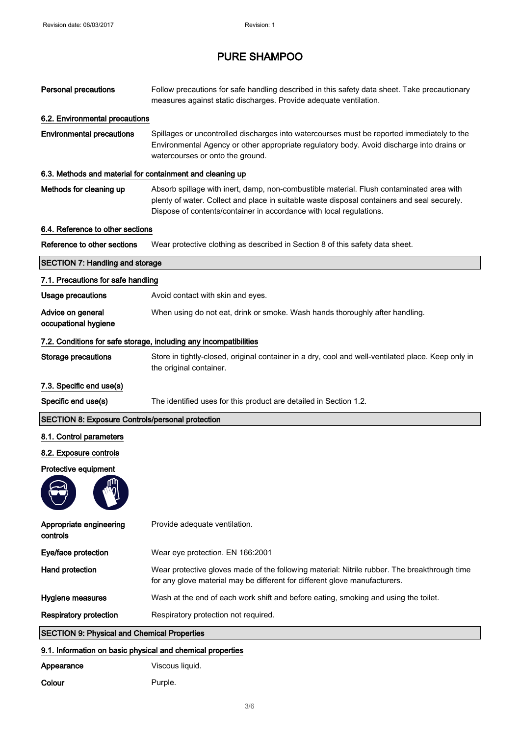# PURE SHAMPOO

| | |
|---|---|
| **Personal precautions** | Follow precautions for safe handling described in this safety data sheet. Take precautionary measures against static discharges. Provide adequate ventilation. |

### 6.2. Environmental precautions

| | |
|---|---|
| **Environmental precautions** | Spillages or uncontrolled discharges into watercourses must be reported immediately to the Environmental Agency or other appropriate regulatory body. Avoid discharge into drains or watercourses or onto the ground. |

### 6.3. Methods and material for containment and cleaning up

| | |
|---|---|
| **Methods for cleaning up** | Absorb spillage with inert, damp, non-combustible material. Flush contaminated area with plenty of water. Collect and place in suitable waste disposal containers and seal securely. Dispose of contents/container in accordance with local regulations. |

### 6.4. Reference to other sections

| | |
|---|---|
| **Reference to other sections** | Wear protective clothing as described in Section 8 of this safety data sheet. |

## SECTION 7: Handling and storage

### 7.1. Precautions for safe handling

| | |
|---|---|
| **Usage precautions** | Avoid contact with skin and eyes. |
| **Advice on general occupational hygiene** | When using do not eat, drink or smoke. Wash hands thoroughly after handling. |

### 7.2. Conditions for safe storage, including any incompatibilities

| | |
|---|---|
| **Storage precautions** | Store in tightly-closed, original container in a dry, cool and well-ventilated place. Keep only in the original container. |

### 7.3. Specific end use(s)

| | |
|---|---|
| **Specific end use(s)** | The identified uses for this product are detailed in Section 1.2. |

## SECTION 8: Exposure Controls/personal protection

### 8.1. Control parameters

### 8.2. Exposure controls

**Protective equipment**

| | |
|---|---|
| **Appropriate engineering controls** | Provide adequate ventilation. |
| **Eye/face protection** | Wear eye protection. EN 166:2001 |
| **Hand protection** | Wear protective gloves made of the following material: Nitrile rubber. The breakthrough time for any glove material may be different for different glove manufacturers. |
| **Hygiene measures** | Wash at the end of each work shift and before eating, smoking and using the toilet. |
| **Respiratory protection** | Respiratory protection not required. |

## SECTION 9: Physical and Chemical Properties

### 9.1. Information on basic physical and chemical properties

| | |
|---|---|
| **Appearance** | Viscous liquid. |
| **Colour** | Purple. |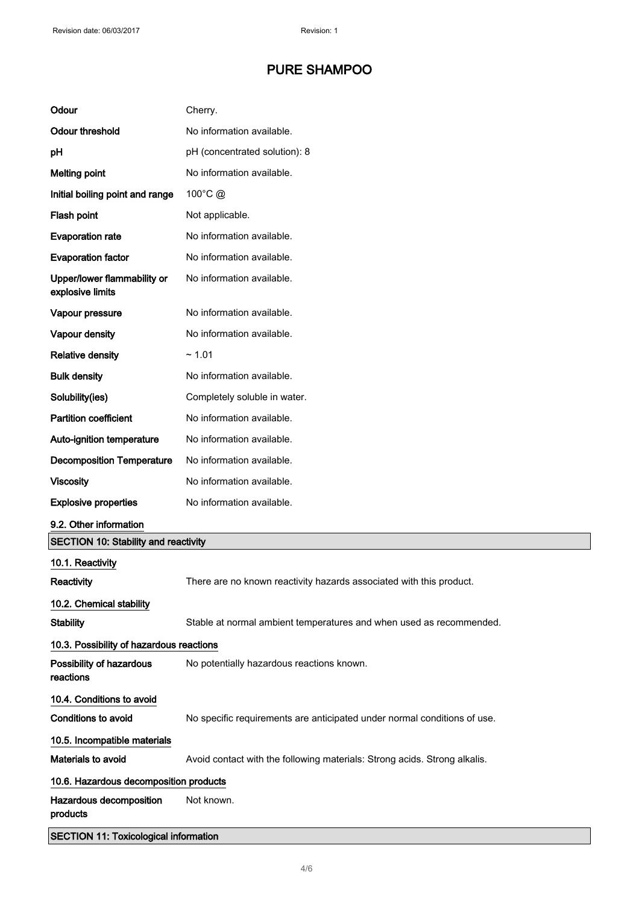# PURE SHAMPOO

| | |
|---|---|
| **Odour** | Cherry. |
| **Odour threshold** | No information available. |
| **pH** | pH (concentrated solution): 8 |
| **Melting point** | No information available. |
| **Initial boiling point and range** | 100°C @ |
| **Flash point** | Not applicable. |
| **Evaporation rate** | No information available. |
| **Evaporation factor** | No information available. |
| **Upper/lower flammability or explosive limits** | No information available. |
| **Vapour pressure** | No information available. |
| **Vapour density** | No information available. |
| **Relative density** | ~ 1.01 |
| **Bulk density** | No information available. |
| **Solubility(ies)** | Completely soluble in water. |
| **Partition coefficient** | No information available. |
| **Auto-ignition temperature** | No information available. |
| **Decomposition Temperature** | No information available. |
| **Viscosity** | No information available. |
| **Explosive properties** | No information available. |

**9.2. Other information**

## SECTION 10: Stability and reactivity

**10.1. Reactivity**

**Reactivity** There are no known reactivity hazards associated with this product.

**10.2. Chemical stability**

**Stability** Stable at normal ambient temperatures and when used as recommended.

**10.3. Possibility of hazardous reactions**

**Possibility of hazardous reactions** No potentially hazardous reactions known.

**10.4. Conditions to avoid**

**Conditions to avoid** No specific requirements are anticipated under normal conditions of use.

**10.5. Incompatible materials**

**Materials to avoid** Avoid contact with the following materials: Strong acids. Strong alkalis.

**10.6. Hazardous decomposition products**

**Hazardous decomposition products** Not known.

## SECTION 11: Toxicological information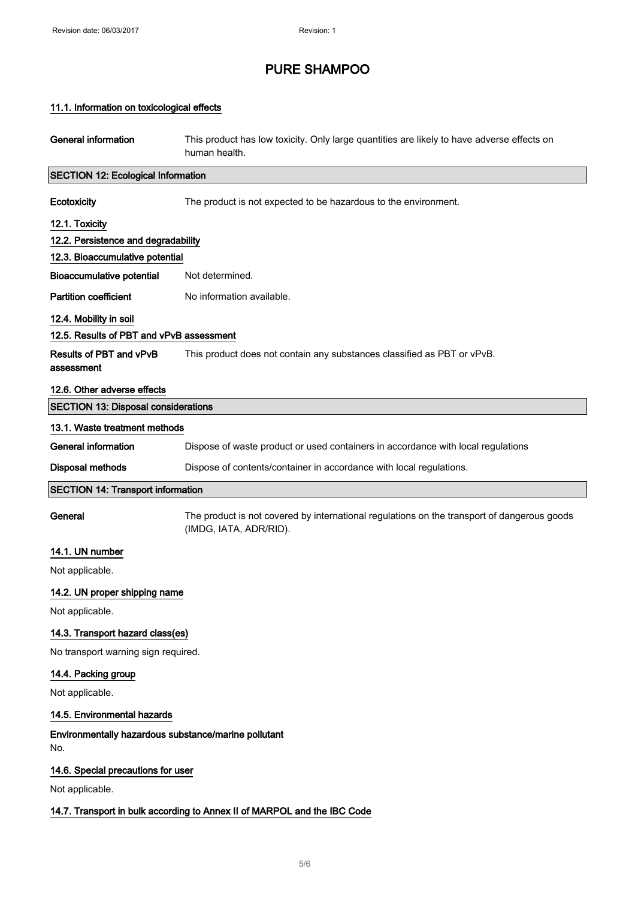# PURE SHAMPOO

### 11.1. Information on toxicological effects

**General information** This product has low toxicity. Only large quantities are likely to have adverse effects on human health.

## SECTION 12: Ecological Information

**Ecotoxicity** The product is not expected to be hazardous to the environment.

### 12.1. Toxicity

### 12.2. Persistence and degradability

### 12.3. Bioaccumulative potential

**Bioaccumulative potential** Not determined.

**Partition coefficient** No information available.

### 12.4. Mobility in soil

### 12.5. Results of PBT and vPvB assessment

**Results of PBT and vPvB assessment** This product does not contain any substances classified as PBT or vPvB.

### 12.6. Other adverse effects

## SECTION 13: Disposal considerations

### 13.1. Waste treatment methods

**General information** Dispose of waste product or used containers in accordance with local regulations

**Disposal methods** Dispose of contents/container in accordance with local regulations.

## SECTION 14: Transport information

**General** The product is not covered by international regulations on the transport of dangerous goods (IMDG, IATA, ADR/RID).

### 14.1. UN number

Not applicable.

### 14.2. UN proper shipping name

Not applicable.

### 14.3. Transport hazard class(es)

No transport warning sign required.

### 14.4. Packing group

Not applicable.

### 14.5. Environmental hazards

**Environmentally hazardous substance/marine pollutant**

No.

### 14.6. Special precautions for user

Not applicable.

### 14.7. Transport in bulk according to Annex II of MARPOL and the IBC Code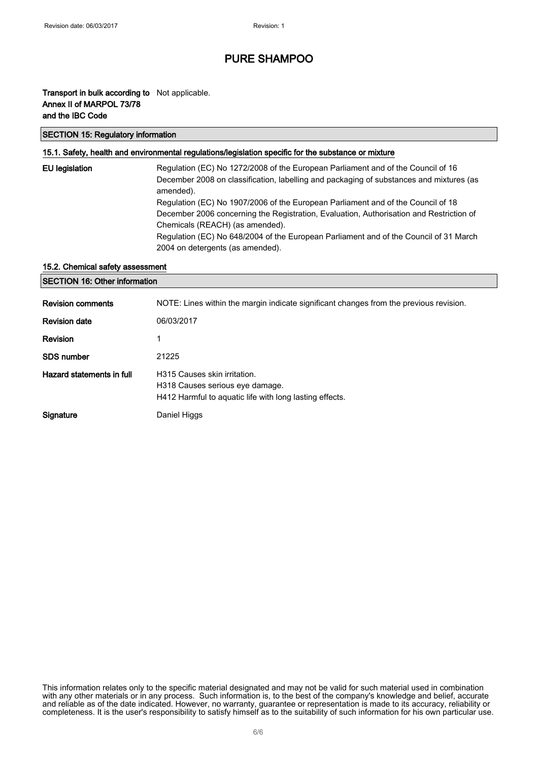**Transport in bulk according to Annex II of MARPOL 73/78 and the IBC Code** Not applicable.

## SECTION 15: Regulatory information

### 15.1. Safety, health and environmental regulations/legislation specific for the substance or mixture

| | |
|---|---|
| **EU legislation** | Regulation (EC) No 1272/2008 of the European Parliament and of the Council of 16 December 2008 on classification, labelling and packaging of substances and mixtures (as amended).<br>Regulation (EC) No 1907/2006 of the European Parliament and of the Council of 18 December 2006 concerning the Registration, Evaluation, Authorisation and Restriction of Chemicals (REACH) (as amended).<br>Regulation (EC) No 648/2004 of the European Parliament and of the Council of 31 March 2004 on detergents (as amended). |

### 15.2. Chemical safety assessment

## SECTION 16: Other information

| | |
|---|---|
| **Revision comments** | NOTE: Lines within the margin indicate significant changes from the previous revision. |
| **Revision date** | 06/03/2017 |
| **Revision** | 1 |
| **SDS number** | 21225 |
| **Hazard statements in full** | H315 Causes skin irritation.<br>H318 Causes serious eye damage.<br>H412 Harmful to aquatic life with long lasting effects. |
| **Signature** | Daniel Higgs |

This information relates only to the specific material designated and may not be valid for such material used in combination with any other materials or in any process. Such information is, to the best of the company's knowledge and belief, accurate and reliable as of the date indicated. However, no warranty, guarantee or representation is made to its accuracy, reliability or completeness. It is the user's responsibility to satisfy himself as to the suitability of such information for his own particular use.